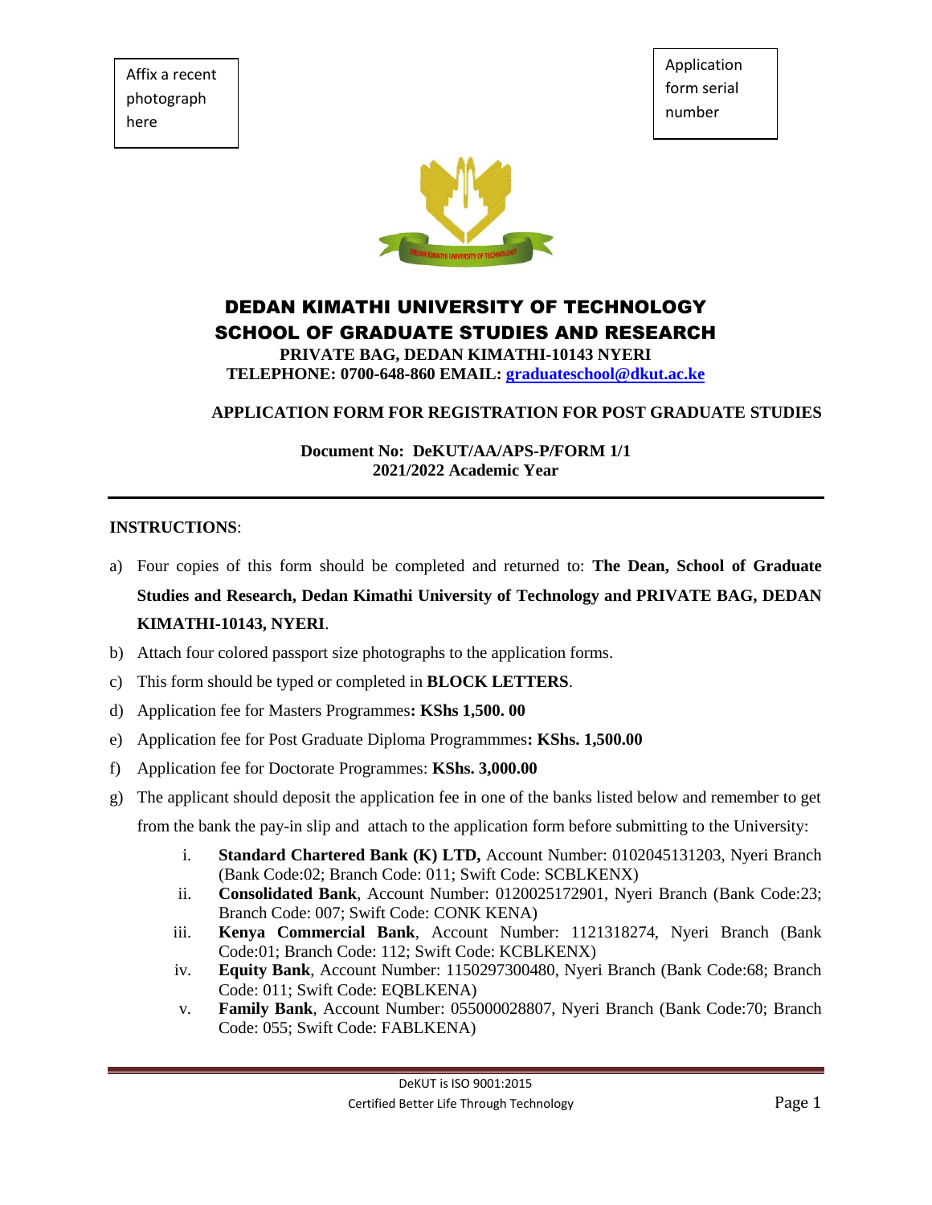Affix a recent photograph here

Application form serial number

# DEDAN KIMATHI UNIVERSITY OF TECHNOLOGY
## SCHOOL OF GRADUATE STUDIES AND RESEARCH

**PRIVATE BAG, DEDAN KIMATHI-10143 NYERI**
**TELEPHONE: 0700-648-860 EMAIL: graduateschool@dkut.ac.ke**

**APPLICATION FORM FOR REGISTRATION FOR POST GRADUATE STUDIES**

**Document No: DeKUT/AA/APS-P/FORM 1/1**
**2021/2022 Academic Year**

---

**INSTRUCTIONS**:

a) Four copies of this form should be completed and returned to: **The Dean, School of Graduate Studies and Research, Dedan Kimathi University of Technology and PRIVATE BAG, DEDAN KIMATHI-10143, NYERI**.
b) Attach four colored passport size photographs to the application forms.
c) This form should be typed or completed in **BLOCK LETTERS**.
d) Application fee for Masters Programmes**: KShs 1,500. 00**
e) Application fee for Post Graduate Diploma Programmmes**: KShs. 1,500.00**
f) Application fee for Doctorate Programmes: **KShs. 3,000.00**
g) The applicant should deposit the application fee in one of the banks listed below and remember to get from the bank the pay-in slip and attach to the application form before submitting to the University:
    i. **Standard Chartered Bank (K) LTD,** Account Number: 0102045131203, Nyeri Branch (Bank Code:02; Branch Code: 011; Swift Code: SCBLKENX)
    ii. **Consolidated Bank**, Account Number: 0120025172901, Nyeri Branch (Bank Code:23; Branch Code: 007; Swift Code: CONK KENA)
    iii. **Kenya Commercial Bank**, Account Number: 1121318274, Nyeri Branch (Bank Code:01; Branch Code: 112; Swift Code: KCBLKENX)
    iv. **Equity Bank**, Account Number: 1150297300480, Nyeri Branch (Bank Code:68; Branch Code: 011; Swift Code: EQBLKENA)
    v. **Family Bank**, Account Number: 055000028807, Nyeri Branch (Bank Code:70; Branch Code: 055; Swift Code: FABLKENA)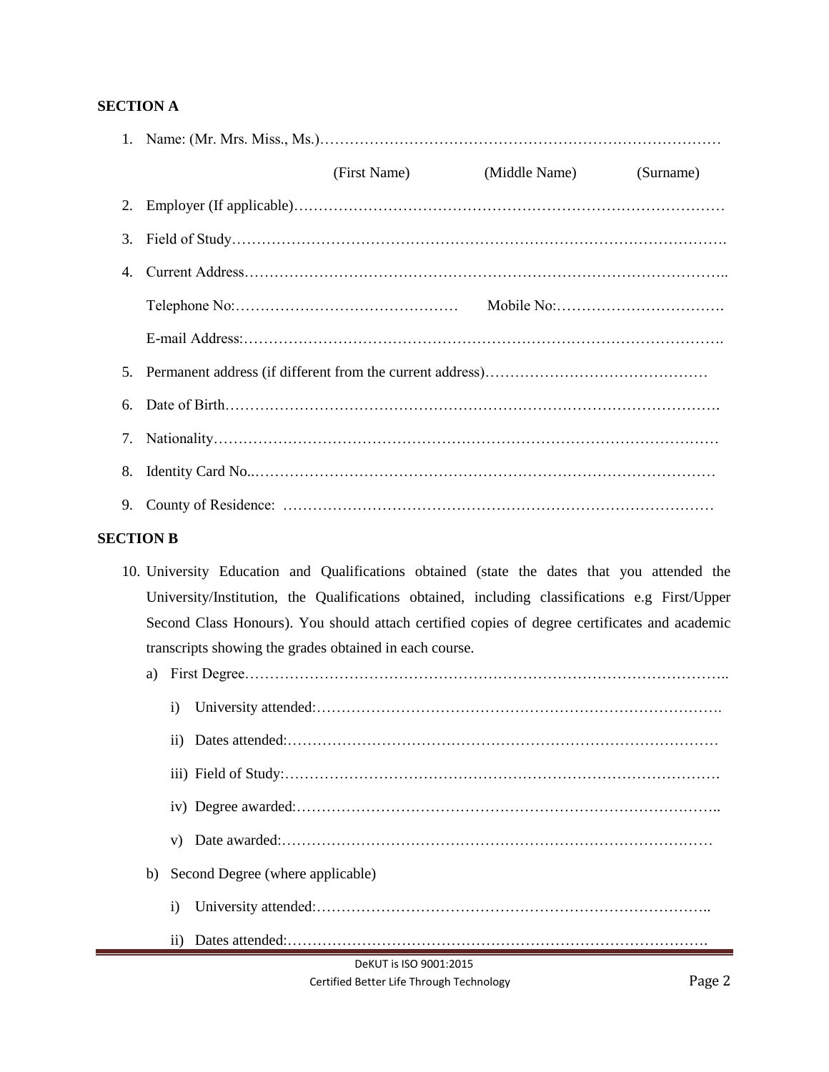## SECTION A

1. Name: (Mr. Mrs. Miss., Ms.)………………………………………………………………………

   (First Name) (Middle Name) (Surname)

2. Employer (If applicable)……………………………………………………………………………
3. Field of Study……………………………………………………………………………………….
4. Current Address……………………………………………………………………………………..

   Telephone No:……………………………………… Mobile No:…………………………….

   E-mail Address:…………………………………………………………………………………….

5. Permanent address (if different from the current address)………………………………………
6. Date of Birth……………………………………………………………………………………….
7. Nationality…………………………………………………………………………………………
8. Identity Card No..…………………………………………………………………………………
9. County of Residence: ……………………………………………………………………………

## SECTION B

10. University Education and Qualifications obtained (state the dates that you attended the University/Institution, the Qualifications obtained, including classifications e.g First/Upper Second Class Honours). You should attach certified copies of degree certificates and academic transcripts showing the grades obtained in each course.

    a) First Degree……………………………………………………………………………………..

       i) University attended:…………………………………………………………………….

       ii) Dates attended:…………………………………………………………………………

       iii) Field of Study:…………………………………………………………………………

       iv) Degree awarded:………………………………………………………………………..

       v) Date awarded:……………………………………………………………………………

    b) Second Degree (where applicable)

       i) University attended:……………………………………………………………………..

       ii) Dates attended:…………………………………………………………………………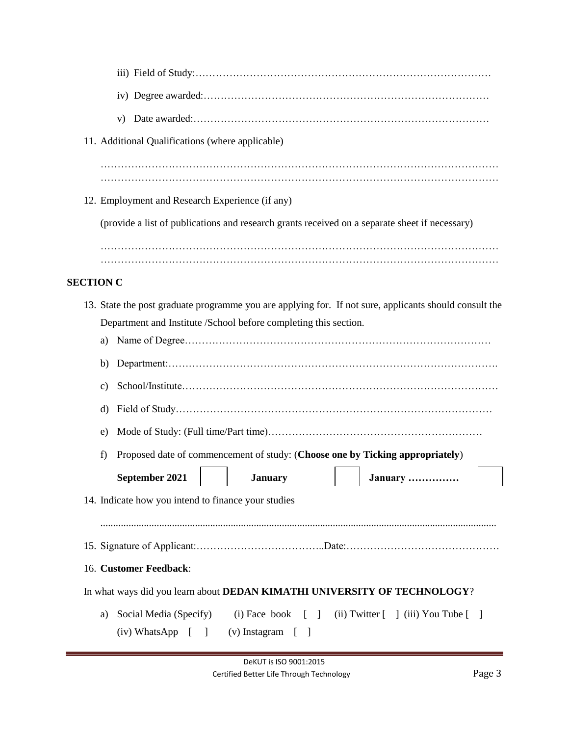iii) Field of Study:……………………………………………………………………………

iv) Degree awarded:……………………………………………………………………………

v) Date awarded:………………………………………………………………………………

11. Additional Qualifications (where applicable)

…………………………………………………………………………………………………………
…………………………………………………………………………………………………………

12. Employment and Research Experience (if any)

(provide a list of publications and research grants received on a separate sheet if necessary)

…………………………………………………………………………………………………………
…………………………………………………………………………………………………………

**SECTION C**

13. State the post graduate programme you are applying for. If not sure, applicants should consult the Department and Institute /School before completing this section.

a) Name of Degree………………………………………………………………………………

b) Department:…………………………………………………………………………………….

c) School/Institute………………………………………………………………………………

d) Field of Study…………………………………………………………………………………

e) Mode of Study: (Full time/Part time)………………………………………………………

f) Proposed date of commencement of study: (**Choose one by Ticking appropriately**)

| **September 2021** | [ ] | **January** | [ ] | **January ……………** | [ ] |
|---|---|---|---|---|---|

14. Indicate how you intend to finance your studies

………………………………………………………………………………………………………

15. Signature of Applicant:………………………………..Date:………………………………………

16. **Customer Feedback**:

In what ways did you learn about **DEDAN KIMATHI UNIVERSITY OF TECHNOLOGY**?

a) Social Media (Specify) (i) Face book [ ] (ii) Twitter [ ] (iii) You Tube [ ]
(iv) WhatsApp [ ] (v) Instagram [ ]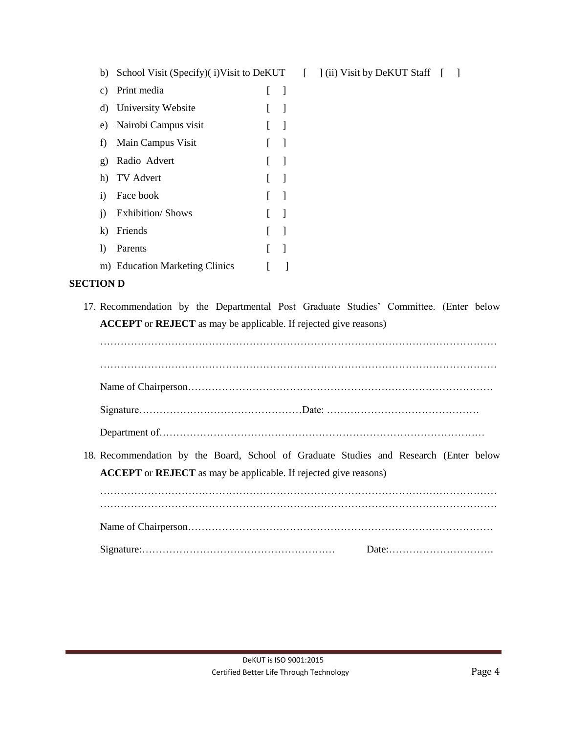b) School Visit (Specify)( i)Visit to DeKUT [ ] (ii) Visit by DeKUT Staff [ ]

c) Print media [ ]

d) University Website [ ]

e) Nairobi Campus visit [ ]

f) Main Campus Visit [ ]

g) Radio Advert [ ]

h) TV Advert [ ]

i) Face book [ ]

j) Exhibition/ Shows [ ]

k) Friends [ ]

l) Parents [ ]

m) Education Marketing Clinics [ ]

**SECTION D**

17. Recommendation by the Departmental Post Graduate Studies' Committee. (Enter below **ACCEPT** or **REJECT** as may be applicable. If rejected give reasons)

    …………………………………………………………………………………………………………

    …………………………………………………………………………………………………………

    Name of Chairperson………………………………………………………………………………

    Signature…………………………………………Date: ………………………………………

    Department of……………………………………………………………………………………

18. Recommendation by the Board, School of Graduate Studies and Research (Enter below **ACCEPT** or **REJECT** as may be applicable. If rejected give reasons)

    …………………………………………………………………………………………………………
    …………………………………………………………………………………………………………

    Name of Chairperson………………………………………………………………………………

    Signature:………………………………………………… Date:………………………….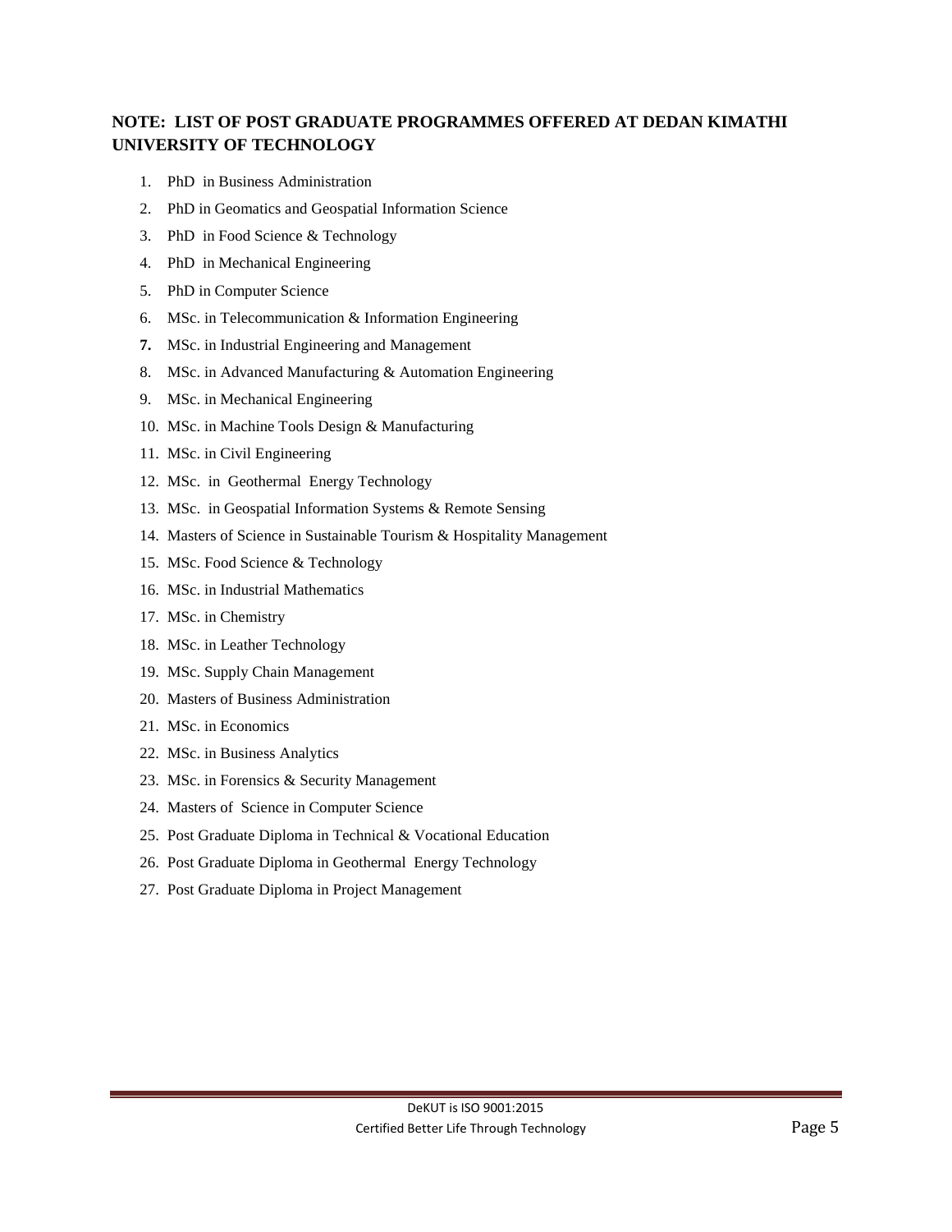**NOTE: LIST OF POST GRADUATE PROGRAMMES OFFERED AT DEDAN KIMATHI UNIVERSITY OF TECHNOLOGY**

1. PhD in Business Administration
2. PhD in Geomatics and Geospatial Information Science
3. PhD in Food Science & Technology
4. PhD in Mechanical Engineering
5. PhD in Computer Science
6. MSc. in Telecommunication & Information Engineering
7. MSc. in Industrial Engineering and Management
8. MSc. in Advanced Manufacturing & Automation Engineering
9. MSc. in Mechanical Engineering
10. MSc. in Machine Tools Design & Manufacturing
11. MSc. in Civil Engineering
12. MSc. in Geothermal Energy Technology
13. MSc. in Geospatial Information Systems & Remote Sensing
14. Masters of Science in Sustainable Tourism & Hospitality Management
15. MSc. Food Science & Technology
16. MSc. in Industrial Mathematics
17. MSc. in Chemistry
18. MSc. in Leather Technology
19. MSc. Supply Chain Management
20. Masters of Business Administration
21. MSc. in Economics
22. MSc. in Business Analytics
23. MSc. in Forensics & Security Management
24. Masters of Science in Computer Science
25. Post Graduate Diploma in Technical & Vocational Education
26. Post Graduate Diploma in Geothermal Energy Technology
27. Post Graduate Diploma in Project Management